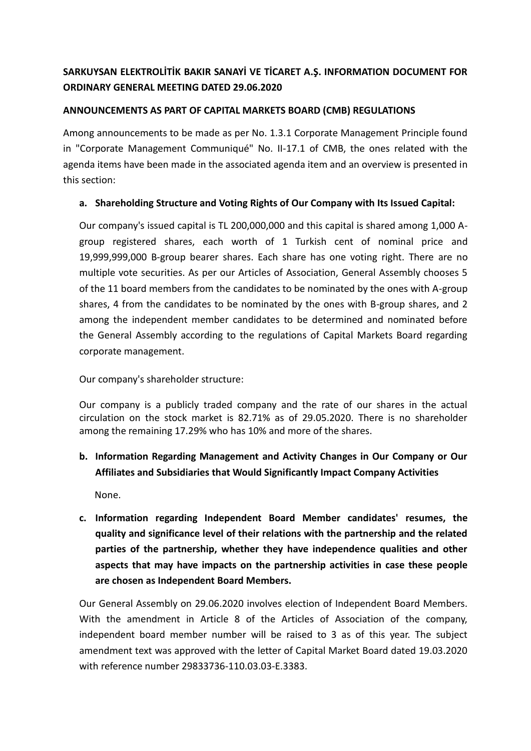**SARKUYSAN ELEKTROLİTİK BAKIR SANAYİ VE TİCARET A.Ş. INFORMATION DOCUMENT FOR ORDINARY GENERAL MEETING DATED 29.06.2020**

**ANNOUNCEMENTS AS PART OF CAPITAL MARKETS BOARD (CMB) REGULATIONS**

Among announcements to be made as per No. 1.3.1 Corporate Management Principle found in "Corporate Management Communiqué" No. II-17.1 of CMB, the ones related with the agenda items have been made in the associated agenda item and an overview is presented in this section:

**a. Shareholding Structure and Voting Rights of Our Company with Its Issued Capital:**

Our company's issued capital is TL 200,000,000 and this capital is shared among 1,000 A-group registered shares, each worth of 1 Turkish cent of nominal price and 19,999,999,000 B-group bearer shares. Each share has one voting right. There are no multiple vote securities. As per our Articles of Association, General Assembly chooses 5 of the 11 board members from the candidates to be nominated by the ones with A-group shares, 4 from the candidates to be nominated by the ones with B-group shares, and 2 among the independent member candidates to be determined and nominated before the General Assembly according to the regulations of Capital Markets Board regarding corporate management.

Our company's shareholder structure:

Our company is a publicly traded company and the rate of our shares in the actual circulation on the stock market is 82.71% as of 29.05.2020. There is no shareholder among the remaining 17.29% who has 10% and more of the shares.

**b. Information Regarding Management and Activity Changes in Our Company or Our Affiliates and Subsidiaries that Would Significantly Impact Company Activities**

None.

**c. Information regarding Independent Board Member candidates' resumes, the quality and significance level of their relations with the partnership and the related parties of the partnership, whether they have independence qualities and other aspects that may have impacts on the partnership activities in case these people are chosen as Independent Board Members.**

Our General Assembly on 29.06.2020 involves election of Independent Board Members. With the amendment in Article 8 of the Articles of Association of the company, independent board member number will be raised to 3 as of this year. The subject amendment text was approved with the letter of Capital Market Board dated 19.03.2020 with reference number 29833736-110.03.03-E.3383.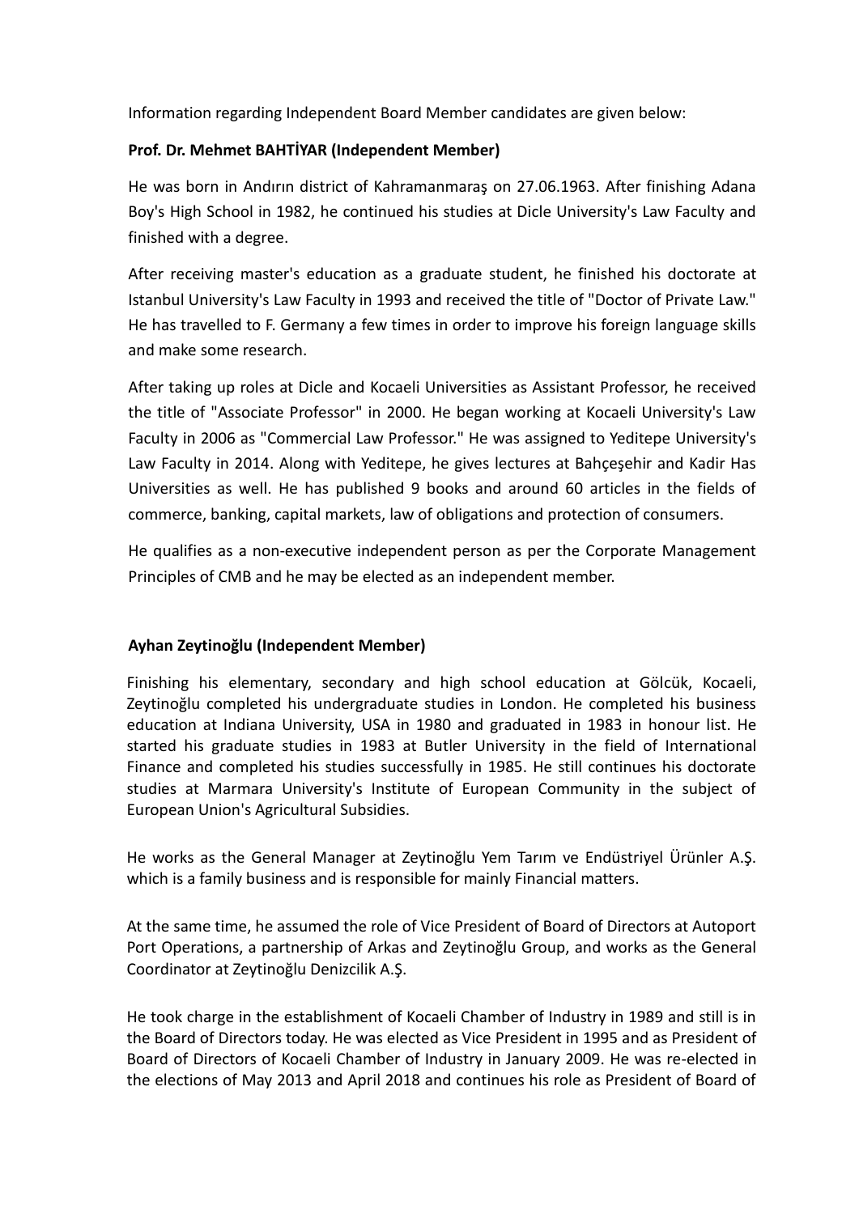Information regarding Independent Board Member candidates are given below:

**Prof. Dr. Mehmet BAHTİYAR (Independent Member)**

He was born in Andırın district of Kahramanmaraş on 27.06.1963. After finishing Adana Boy's High School in 1982, he continued his studies at Dicle University's Law Faculty and finished with a degree.

After receiving master's education as a graduate student, he finished his doctorate at Istanbul University's Law Faculty in 1993 and received the title of "Doctor of Private Law." He has travelled to F. Germany a few times in order to improve his foreign language skills and make some research.

After taking up roles at Dicle and Kocaeli Universities as Assistant Professor, he received the title of "Associate Professor" in 2000. He began working at Kocaeli University's Law Faculty in 2006 as "Commercial Law Professor." He was assigned to Yeditepe University's Law Faculty in 2014. Along with Yeditepe, he gives lectures at Bahçeşehir and Kadir Has Universities as well. He has published 9 books and around 60 articles in the fields of commerce, banking, capital markets, law of obligations and protection of consumers.

He qualifies as a non-executive independent person as per the Corporate Management Principles of CMB and he may be elected as an independent member.

**Ayhan Zeytinoğlu (Independent Member)**

Finishing his elementary, secondary and high school education at Gölcük, Kocaeli, Zeytinoğlu completed his undergraduate studies in London. He completed his business education at Indiana University, USA in 1980 and graduated in 1983 in honour list. He started his graduate studies in 1983 at Butler University in the field of International Finance and completed his studies successfully in 1985. He still continues his doctorate studies at Marmara University's Institute of European Community in the subject of European Union's Agricultural Subsidies.

He works as the General Manager at Zeytinoğlu Yem Tarım ve Endüstriyel Ürünler A.Ş. which is a family business and is responsible for mainly Financial matters.

At the same time, he assumed the role of Vice President of Board of Directors at Autoport Port Operations, a partnership of Arkas and Zeytinoğlu Group, and works as the General Coordinator at Zeytinoğlu Denizcilik A.Ş.

He took charge in the establishment of Kocaeli Chamber of Industry in 1989 and still is in the Board of Directors today. He was elected as Vice President in 1995 and as President of Board of Directors of Kocaeli Chamber of Industry in January 2009. He was re-elected in the elections of May 2013 and April 2018 and continues his role as President of Board of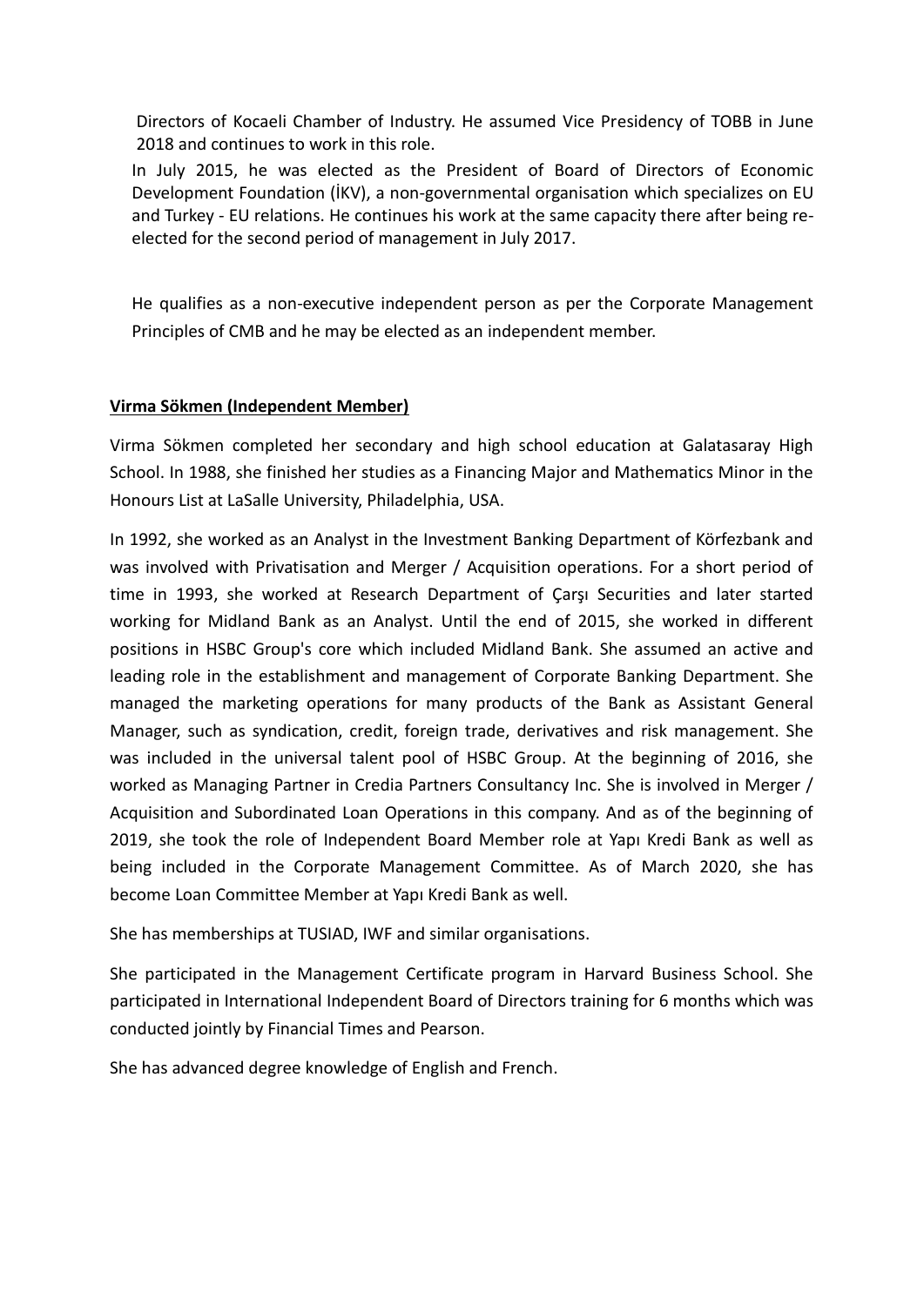Directors of Kocaeli Chamber of Industry. He assumed Vice Presidency of TOBB in June 2018 and continues to work in this role.

In July 2015, he was elected as the President of Board of Directors of Economic Development Foundation (İKV), a non-governmental organisation which specializes on EU and Turkey - EU relations. He continues his work at the same capacity there after being re-elected for the second period of management in July 2017.

He qualifies as a non-executive independent person as per the Corporate Management Principles of CMB and he may be elected as an independent member.

**Virma Sökmen (Independent Member)**

Virma Sökmen completed her secondary and high school education at Galatasaray High School. In 1988, she finished her studies as a Financing Major and Mathematics Minor in the Honours List at LaSalle University, Philadelphia, USA.

In 1992, she worked as an Analyst in the Investment Banking Department of Körfezbank and was involved with Privatisation and Merger / Acquisition operations. For a short period of time in 1993, she worked at Research Department of Çarşı Securities and later started working for Midland Bank as an Analyst. Until the end of 2015, she worked in different positions in HSBC Group's core which included Midland Bank. She assumed an active and leading role in the establishment and management of Corporate Banking Department. She managed the marketing operations for many products of the Bank as Assistant General Manager, such as syndication, credit, foreign trade, derivatives and risk management. She was included in the universal talent pool of HSBC Group. At the beginning of 2016, she worked as Managing Partner in Credia Partners Consultancy Inc. She is involved in Merger / Acquisition and Subordinated Loan Operations in this company. And as of the beginning of 2019, she took the role of Independent Board Member role at Yapı Kredi Bank as well as being included in the Corporate Management Committee. As of March 2020, she has become Loan Committee Member at Yapı Kredi Bank as well.

She has memberships at TUSIAD, IWF and similar organisations.

She participated in the Management Certificate program in Harvard Business School. She participated in International Independent Board of Directors training for 6 months which was conducted jointly by Financial Times and Pearson.

She has advanced degree knowledge of English and French.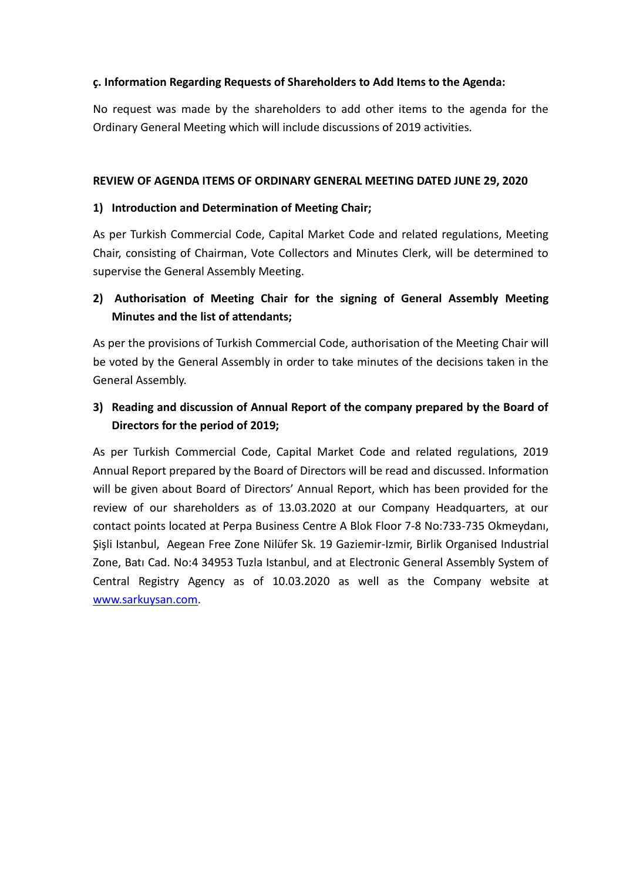**ç. Information Regarding Requests of Shareholders to Add Items to the Agenda:**

No request was made by the shareholders to add other items to the agenda for the Ordinary General Meeting which will include discussions of 2019 activities.

**REVIEW OF AGENDA ITEMS OF ORDINARY GENERAL MEETING DATED JUNE 29, 2020**

**1) Introduction and Determination of Meeting Chair;**

As per Turkish Commercial Code, Capital Market Code and related regulations, Meeting Chair, consisting of Chairman, Vote Collectors and Minutes Clerk, will be determined to supervise the General Assembly Meeting.

**2) Authorisation of Meeting Chair for the signing of General Assembly Meeting Minutes and the list of attendants;**

As per the provisions of Turkish Commercial Code, authorisation of the Meeting Chair will be voted by the General Assembly in order to take minutes of the decisions taken in the General Assembly.

**3) Reading and discussion of Annual Report of the company prepared by the Board of Directors for the period of 2019;**

As per Turkish Commercial Code, Capital Market Code and related regulations, 2019 Annual Report prepared by the Board of Directors will be read and discussed. Information will be given about Board of Directors' Annual Report, which has been provided for the review of our shareholders as of 13.03.2020 at our Company Headquarters, at our contact points located at Perpa Business Centre A Blok Floor 7-8 No:733-735 Okmeydanı, Şişli Istanbul, Aegean Free Zone Nilüfer Sk. 19 Gaziemir-Izmir, Birlik Organised Industrial Zone, Batı Cad. No:4 34953 Tuzla Istanbul, and at Electronic General Assembly System of Central Registry Agency as of 10.03.2020 as well as the Company website at www.sarkuysan.com.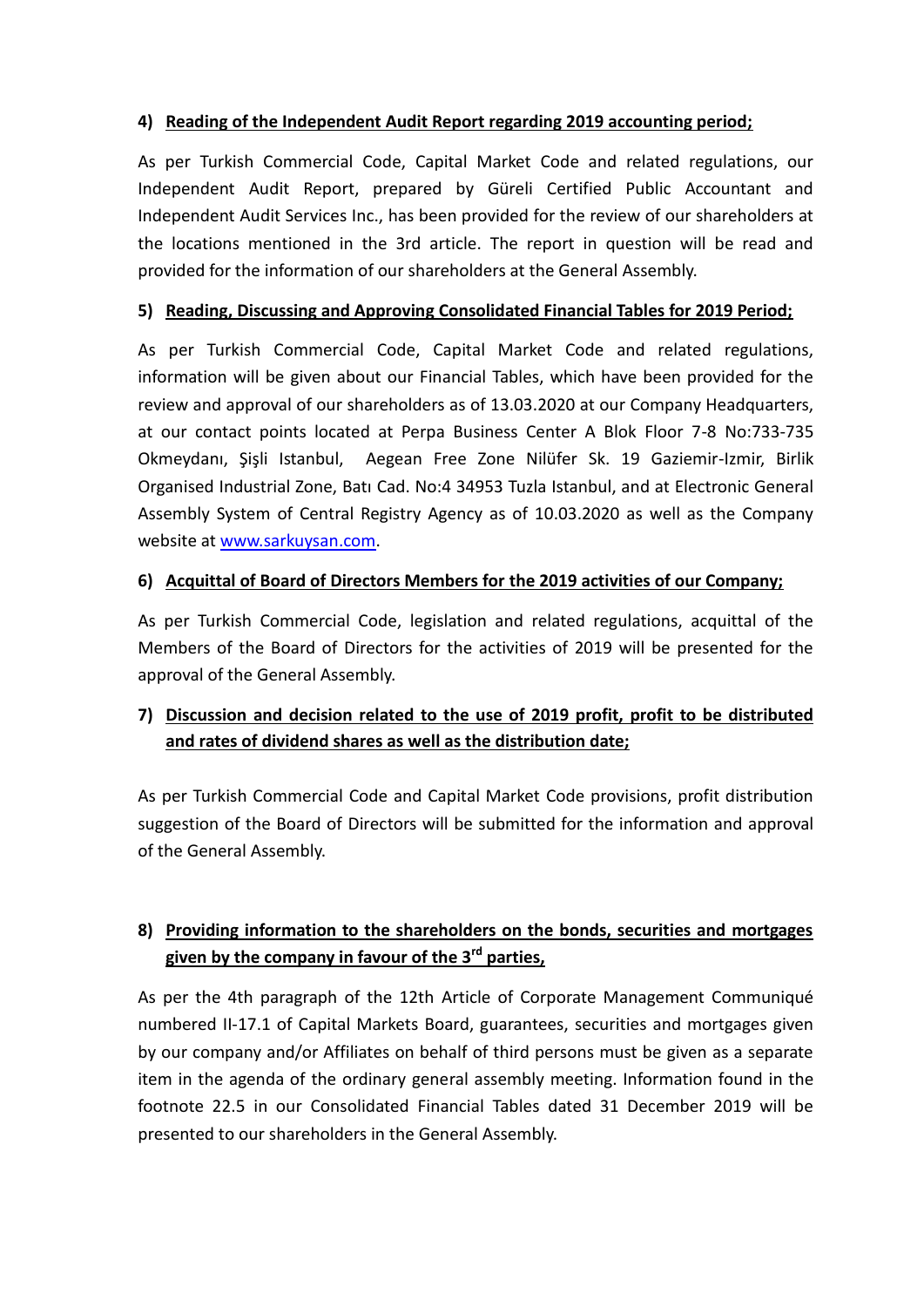**4) Reading of the Independent Audit Report regarding 2019 accounting period;**

As per Turkish Commercial Code, Capital Market Code and related regulations, our Independent Audit Report, prepared by Güreli Certified Public Accountant and Independent Audit Services Inc., has been provided for the review of our shareholders at the locations mentioned in the 3rd article. The report in question will be read and provided for the information of our shareholders at the General Assembly.

**5) Reading, Discussing and Approving Consolidated Financial Tables for 2019 Period;**

As per Turkish Commercial Code, Capital Market Code and related regulations, information will be given about our Financial Tables, which have been provided for the review and approval of our shareholders as of 13.03.2020 at our Company Headquarters, at our contact points located at Perpa Business Center A Blok Floor 7-8 No:733-735 Okmeydanı, Şişli Istanbul, Aegean Free Zone Nilüfer Sk. 19 Gaziemir-Izmir, Birlik Organised Industrial Zone, Batı Cad. No:4 34953 Tuzla Istanbul, and at Electronic General Assembly System of Central Registry Agency as of 10.03.2020 as well as the Company website at www.sarkuysan.com.

**6) Acquittal of Board of Directors Members for the 2019 activities of our Company;**

As per Turkish Commercial Code, legislation and related regulations, acquittal of the Members of the Board of Directors for the activities of 2019 will be presented for the approval of the General Assembly.

**7) Discussion and decision related to the use of 2019 profit, profit to be distributed and rates of dividend shares as well as the distribution date;**

As per Turkish Commercial Code and Capital Market Code provisions, profit distribution suggestion of the Board of Directors will be submitted for the information and approval of the General Assembly.

**8) Providing information to the shareholders on the bonds, securities and mortgages given by the company in favour of the 3rd parties,**

As per the 4th paragraph of the 12th Article of Corporate Management Communiqué numbered II-17.1 of Capital Markets Board, guarantees, securities and mortgages given by our company and/or Affiliates on behalf of third persons must be given as a separate item in the agenda of the ordinary general assembly meeting. Information found in the footnote 22.5 in our Consolidated Financial Tables dated 31 December 2019 will be presented to our shareholders in the General Assembly.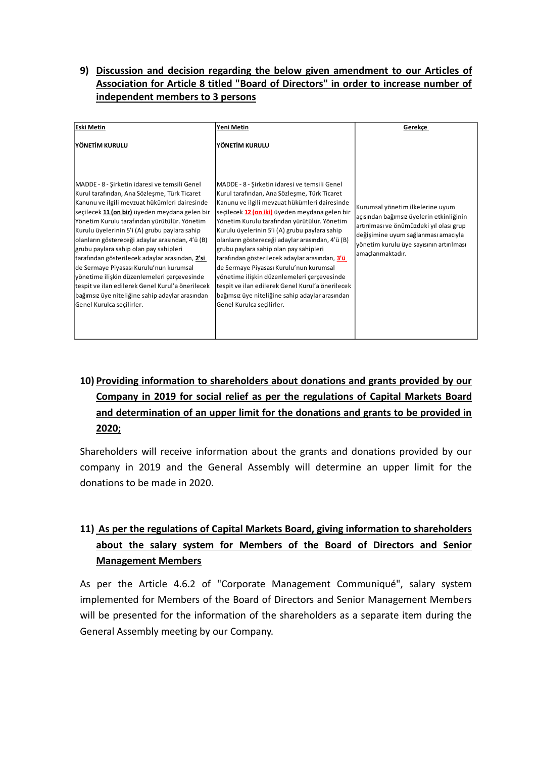9) **Discussion and decision regarding the below given amendment to our Articles of Association for Article 8 titled "Board of Directors" in order to increase number of independent members to 3 persons**

| Eski Metin | Yeni Metin | Gerekçe |
|---|---|---|
| **YÖNETİM KURULU**<br><br>MADDE - 8 - Şirketin idaresi ve temsili Genel Kurul tarafından, Ana Sözleşme, Türk Ticaret Kanunu ve ilgili mevzuat hükümleri dairesinde seçilecek **11 (on bir)** üyeden meydana gelen bir Yönetim Kurulu tarafından yürütülür. Yönetim Kurulu üyelerinin 5'i (A) grubu paylara sahip olanların göstereceği adaylar arasından, 4'ü (B) grubu paylara sahip olan pay sahipleri tarafından gösterilecek adaylar arasından, **2'si** de Sermaye Piyasası Kurulu'nun kurumsal yönetime ilişkin düzenlemeleri çerçevesinde tespit ve ilan edilerek Genel Kurul'a önerilecek bağımsız üye niteliğine sahip adaylar arasından Genel Kurulca seçilirler. | **YÖNETİM KURULU**<br><br>MADDE - 8 - Şirketin idaresi ve temsili Genel Kurul tarafından, Ana Sözleşme, Türk Ticaret Kanunu ve ilgili mevzuat hükümleri dairesinde seçilecek **12 (on iki)** üyeden meydana gelen bir Yönetim Kurulu tarafından yürütülür. Yönetim Kurulu üyelerinin 5'i (A) grubu paylara sahip olanların göstereceği adaylar arasından, 4'ü (B) grubu paylara sahip olan pay sahipleri tarafından gösterilecek adaylar arasından, **3'ü** de Sermaye Piyasası Kurulu'nun kurumsal yönetime ilişkin düzenlemeleri çerçevesinde tespit ve ilan edilerek Genel Kurul'a önerilecek bağımsız üye niteliğine sahip adaylar arasından Genel Kurulca seçilirler. | Kurumsal yönetim ilkelerine uyum açısından bağımsız üyelerin etkinliğinin artırılması ve önümüzdeki yıl olası grup değişimine uyum sağlanması amacıyla yönetim kurulu üye sayısının artırılması amaçlanmaktadır. |

10) **Providing information to shareholders about donations and grants provided by our Company in 2019 for social relief as per the regulations of Capital Markets Board and determination of an upper limit for the donations and grants to be provided in 2020;**

Shareholders will receive information about the grants and donations provided by our company in 2019 and the General Assembly will determine an upper limit for the donations to be made in 2020.

11) **As per the regulations of Capital Markets Board, giving information to shareholders about the salary system for Members of the Board of Directors and Senior Management Members**

As per the Article 4.6.2 of "Corporate Management Communiqué", salary system implemented for Members of the Board of Directors and Senior Management Members will be presented for the information of the shareholders as a separate item during the General Assembly meeting by our Company.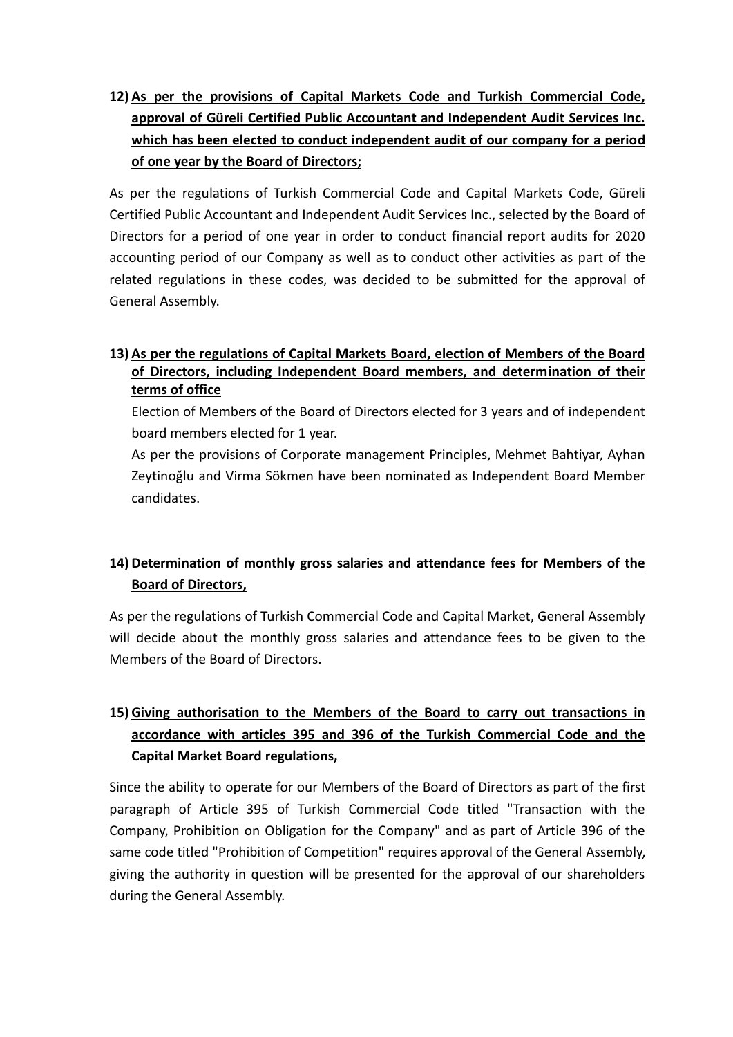**12) As per the provisions of Capital Markets Code and Turkish Commercial Code, approval of Güreli Certified Public Accountant and Independent Audit Services Inc. which has been elected to conduct independent audit of our company for a period of one year by the Board of Directors;**

As per the regulations of Turkish Commercial Code and Capital Markets Code, Güreli Certified Public Accountant and Independent Audit Services Inc., selected by the Board of Directors for a period of one year in order to conduct financial report audits for 2020 accounting period of our Company as well as to conduct other activities as part of the related regulations in these codes, was decided to be submitted for the approval of General Assembly.

**13) As per the regulations of Capital Markets Board, election of Members of the Board of Directors, including Independent Board members, and determination of their terms of office**

Election of Members of the Board of Directors elected for 3 years and of independent board members elected for 1 year.

As per the provisions of Corporate management Principles, Mehmet Bahtiyar, Ayhan Zeytinoğlu and Virma Sökmen have been nominated as Independent Board Member candidates.

**14) Determination of monthly gross salaries and attendance fees for Members of the Board of Directors,**

As per the regulations of Turkish Commercial Code and Capital Market, General Assembly will decide about the monthly gross salaries and attendance fees to be given to the Members of the Board of Directors.

**15) Giving authorisation to the Members of the Board to carry out transactions in accordance with articles 395 and 396 of the Turkish Commercial Code and the Capital Market Board regulations,**

Since the ability to operate for our Members of the Board of Directors as part of the first paragraph of Article 395 of Turkish Commercial Code titled "Transaction with the Company, Prohibition on Obligation for the Company" and as part of Article 396 of the same code titled "Prohibition of Competition" requires approval of the General Assembly, giving the authority in question will be presented for the approval of our shareholders during the General Assembly.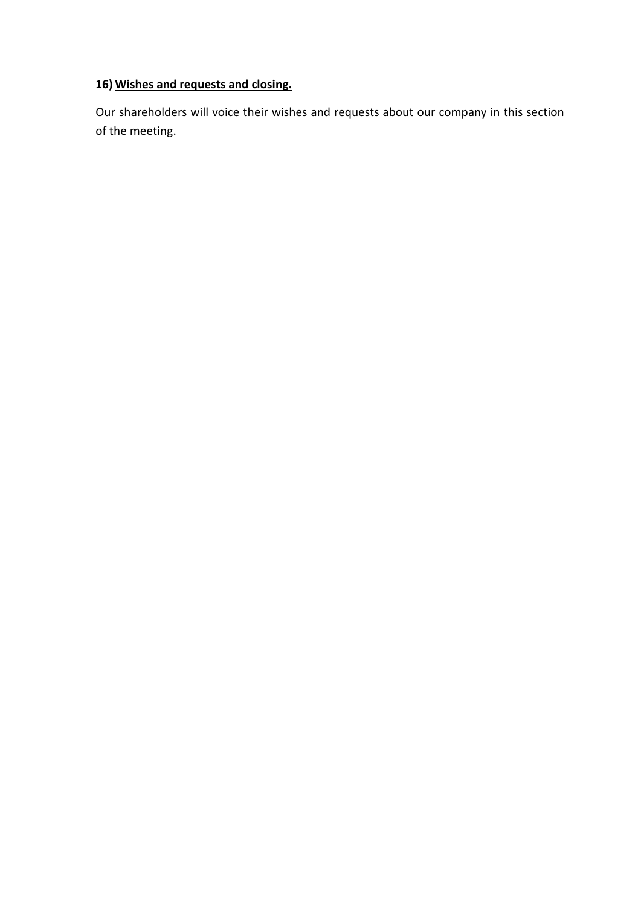**16) Wishes and requests and closing.**

Our shareholders will voice their wishes and requests about our company in this section of the meeting.